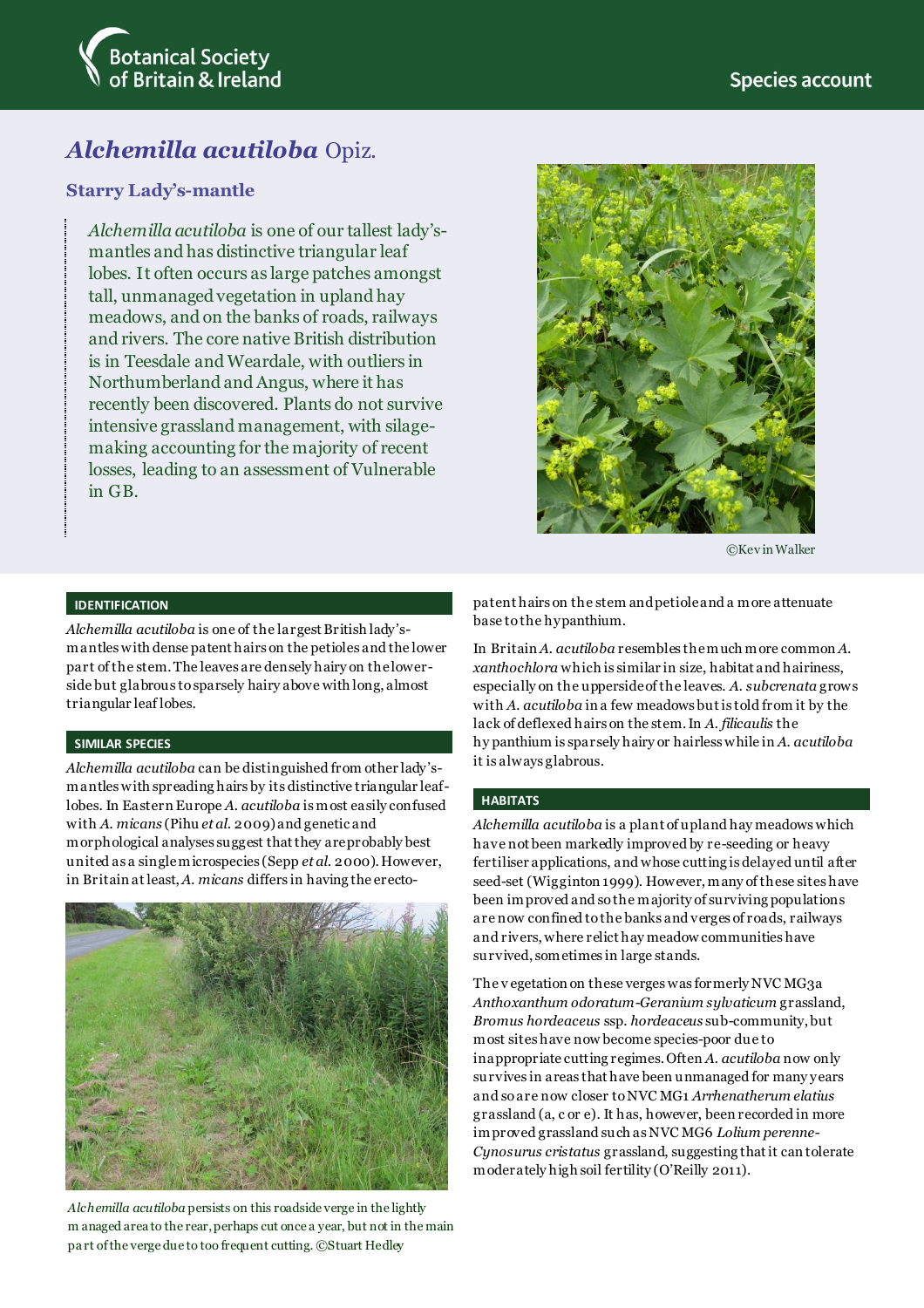Botanical Society of Britain & Ireland

Species account

# *Alchemilla acutiloba* Opiz.

## Starry Lady's-mantle

*Alchemilla acutiloba* is one of our tallest lady's-mantles and has distinctive triangular leaf lobes. It often occurs as large patches amongst tall, unmanaged vegetation in upland hay meadows, and on the banks of roads, railways and rivers. The core native British distribution is in Teesdale and Weardale, with outliers in Northumberland and Angus, where it has recently been discovered. Plants do not survive intensive grassland management, with silage-making accounting for the majority of recent losses, leading to an assessment of Vulnerable in GB.

©Kevin Walker

### IDENTIFICATION

*Alchemilla acutiloba* is one of the largest British lady's-mantles with dense patent hairs on the petioles and the lower part of the stem. The leaves are densely hairy on the lower-side but glabrous to sparsely hairy above with long, almost triangular leaf lobes.

### SIMILAR SPECIES

*Alchemilla acutiloba* can be distinguished from other lady's-mantles with spreading hairs by its distinctive triangular leaf-lobes. In Eastern Europe *A. acutiloba* is most easily confused with *A. micans* (Pihu *et al.* 2009) and genetic and morphological analyses suggest that they are probably best united as a single microspecies (Sepp *et al.* 2000). However, in Britain at least, *A. micans* differs in having the erecto-patent hairs on the stem and petiole and a more attenuate base to the hypanthium.

In Britain *A. acutiloba* resembles the much more common *A. xanthochlora* which is similar in size, habitat and hairiness, especially on the upperside of the leaves. *A. subcrenata* grows with *A. acutiloba* in a few meadows but is told from it by the lack of deflexed hairs on the stem. In *A. filicaulis* the hypanthium is sparsely hairy or hairless while in *A. acutiloba* it is always glabrous.

*Alchemilla acutiloba* persists on this roadside verge in the lightly managed area to the rear, perhaps cut once a year, but not in the main part of the verge due to too frequent cutting. ©Stuart Hedley

### HABITATS

*Alchemilla acutiloba* is a plant of upland hay meadows which have not been markedly improved by re-seeding or heavy fertiliser applications, and whose cutting is delayed until after seed-set (Wigginton 1999). However, many of these sites have been improved and so the majority of surviving populations are now confined to the banks and verges of roads, railways and rivers, where relict hay meadow communities have survived, sometimes in large stands.

The vegetation on these verges was formerly NVC MG3a *Anthoxanthum odoratum-Geranium sylvaticum* grassland, *Bromus hordeaceus* ssp. *hordeaceus* sub-community, but most sites have now become species-poor due to inappropriate cutting regimes. Often *A. acutiloba* now only survives in areas that have been unmanaged for many years and so are now closer to NVC MG1 *Arrhenatherum elatius* grassland (a, c or e). It has, however, been recorded in more improved grassland such as NVC MG6 *Lolium perenne-Cynosurus cristatus* grassland, suggesting that it can tolerate moderately high soil fertility (O'Reilly 2011).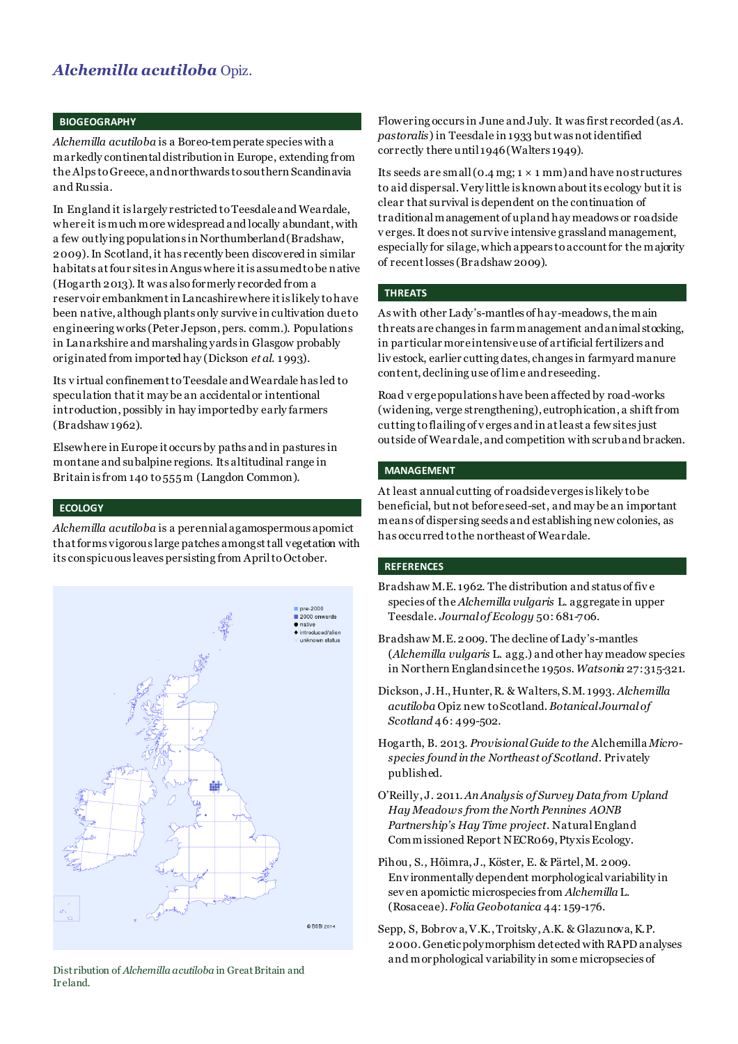# *Alchemilla acutiloba* Opiz.

## BIOGEOGRAPHY

*Alchemilla acutiloba* is a Boreo-temperate species with a markedly continental distribution in Europe, extending from the Alps to Greece, and northwards to southern Scandinavia and Russia.

In England it is largely restricted to Teesdale and Weardale, where it is much more widespread and locally abundant, with a few outlying populations in Northumberland (Bradshaw, 2009). In Scotland, it has recently been discovered in similar habitats at four sites in Angus where it is assumed to be native (Hogarth 2013). It was also formerly recorded from a reservoir embankment in Lancashire where it is likely to have been native, although plants only survive in cultivation due to engineering works (Peter Jepson, pers. comm.). Populations in Lanarkshire and marshaling yards in Glasgow probably originated from imported hay (Dickson *et al.* 1993).

Its virtual confinement to Teesdale and Weardale has led to speculation that it may be an accidental or intentional introduction, possibly in hay imported by early farmers (Bradshaw 1962).

Elsewhere in Europe it occurs by paths and in pastures in montane and subalpine regions. Its altitudinal range in Britain is from 140 to 555 m (Langdon Common).

## ECOLOGY

*Alchemilla acutiloba* is a perennial agamospermous apomict that forms vigorous large patches amongst tall vegetation with its conspicuous leaves persisting from April to October.

Distribution of *Alchemilla acutiloba* in Great Britain and Ireland.

Flowering occurs in June and July. It was first recorded (as *A. pastoralis*) in Teesdale in 1933 but was not identified correctly there until 1946 (Walters 1949).

Its seeds are small (0.4 mg; 1 × 1 mm) and have no structures to aid dispersal. Very little is known about its ecology but it is clear that survival is dependent on the continuation of traditional management of upland hay meadows or roadside verges. It does not survive intensive grassland management, especially for silage, which appears to account for the majority of recent losses (Bradshaw 2009).

## THREATS

As with other Lady's-mantles of hay-meadows, the main threats are changes in farm management and animal stocking, in particular more intensive use of artificial fertilizers and livestock, earlier cutting dates, changes in farmyard manure content, declining use of lime and reseeding.

Road verge populations have been affected by road-works (widening, verge strengthening), eutrophication, a shift from cutting to flailing of verges and in at least a few sites just outside of Weardale, and competition with scrub and bracken.

## MANAGEMENT

At least annual cutting of roadside verges is likely to be beneficial, but not before seed-set, and may be an important means of dispersing seeds and establishing new colonies, as has occurred to the northeast of Weardale.

## REFERENCES

Bradshaw M.E. 1962. The distribution and status of five species of the *Alchemilla vulgaris* L. aggregate in upper Teesdale. *Journal of Ecology* 50: 681-706.

Bradshaw M.E. 2009. The decline of Lady's-mantles (*Alchemilla vulgaris* L. agg.) and other hay meadow species in Northern England since the 1950s. *Watsonia* 27: 315-321.

Dickson, J.H., Hunter, R. & Walters, S.M. 1993. *Alchemilla acutiloba* Opiz new to Scotland. *Botanical Journal of Scotland* 46: 499-502.

Hogarth, B. 2013. *Provisional Guide to the* Alchemilla *Micro-species found in the Northeast of Scotland*. Privately published.

O'Reilly, J. 2011. *An Analysis of Survey Data from Upland Hay Meadows from the North Pennines AONB Partnership's Hay Time project*. Natural England Commissioned Report NECR069, Ptyxis Ecology.

Pihou, S., Hõimra, J., Köster, E. & Pärtel, M. 2009. Environmentally dependent morphological variability in seven apomictic microspecies from *Alchemilla* L. (Rosaceae). *Folia Geobotanica* 44: 159-176.

Sepp, S, Bobrova, V.K., Troitsky, A.K. & Glazunova, K.P. 2000. Genetic polymorphism detected with RAPD analyses and morphological variability in some micropsecies of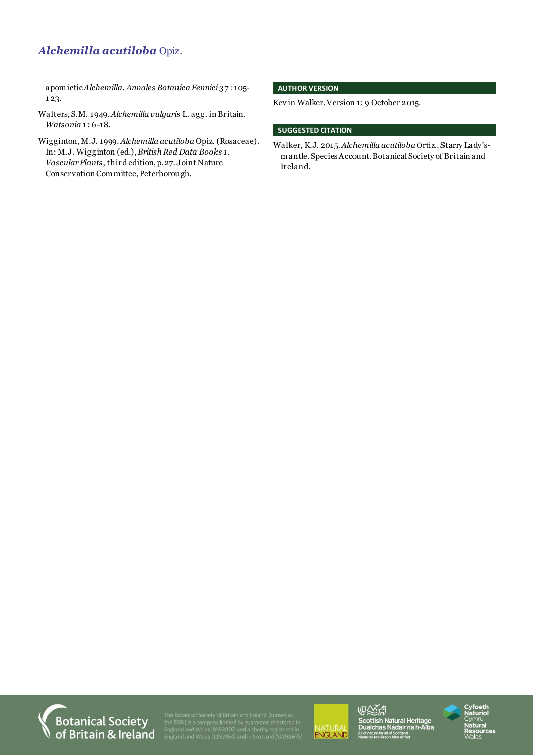apomictic *Alchemilla*. *Annales Botanica Fennici* 37 : 105-123.

Walters, S.M. 1949. *Alchemilla vulgaris* L. agg. in Britain. *Watsonia* 1 : 6-18.

Wigginton, M.J. 1999. *Alchemilla acutiloba* Opiz. (Rosaceae). In: M.J. Wigginton (ed.), *British Red Data Books 1. Vascular Plants*, third edition, p.27. Joint Nature Conservation Committee, Peterborough.

## AUTHOR VERSION

Kevin Walker. Version 1: 9 October 2015.

## SUGGESTED CITATION

Walker, K.J. 2015. *Alchemilla acutiloba* Ortiz. Starry Lady's-mantle. Species Account. Botanical Society of Britain and Ireland.

Botanical Society of Britain & Ireland

The Botanical Society of Britain and Ireland (known as the BSBI) is a company limited by guarantee registered in England and Wales (8553976) and a charity registered in England and Wales (1152954) and in Scotland (SC038675)